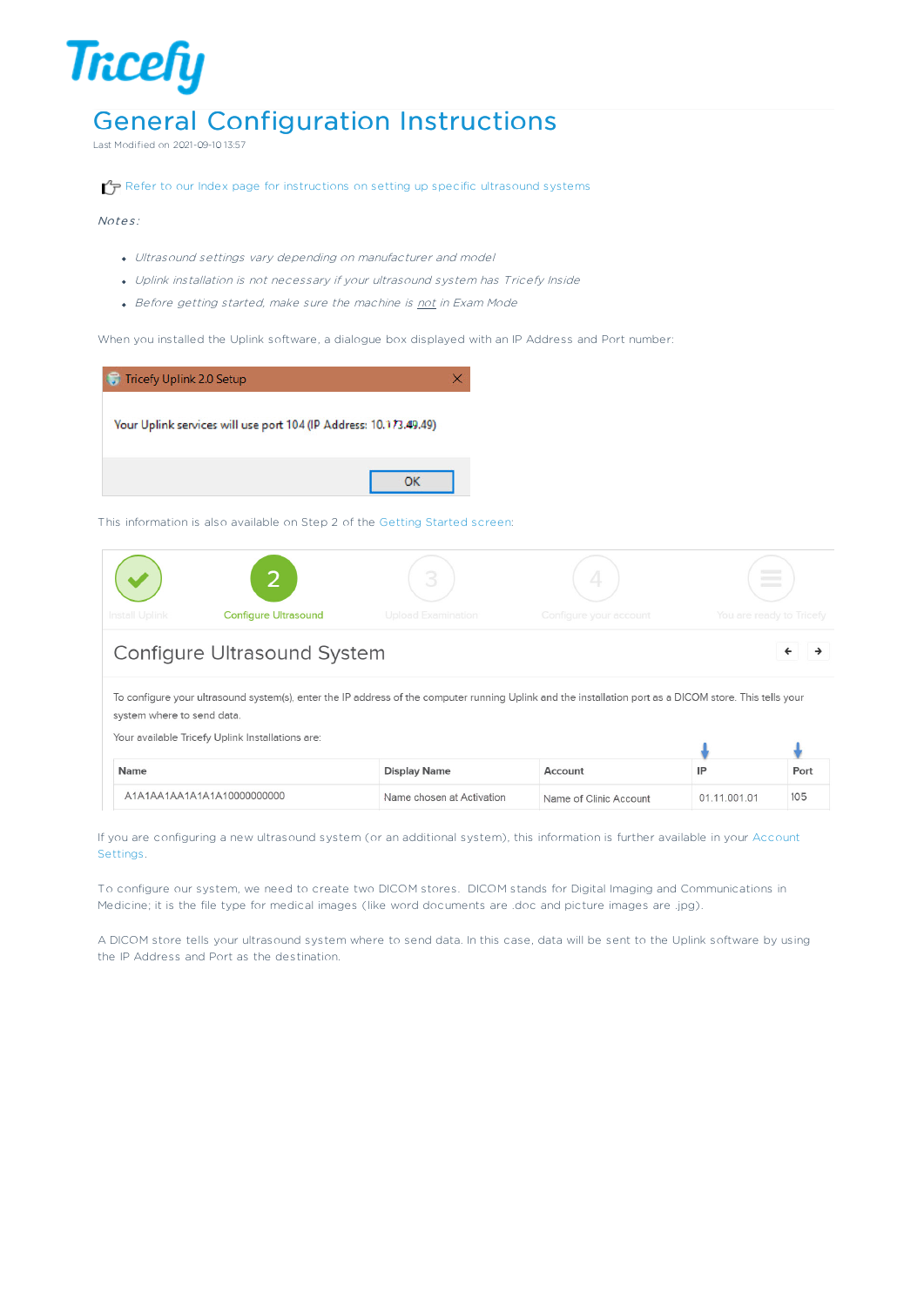# General Configuration Instructions

Last Modified on 2021-09-10 13:57

Refer to our Index page for instructions on setting up specific ultrasound systems

*Notes:*

- *Ultrasound settings vary depending on manufacturer and model*
- *Uplink installation is not necessary if your ultrasound system has Tricefy Inside*
- *Before getting started, make sure the machine is not in Exam Mode*

When you installed the Uplink software, a dialogue box displayed with an IP Address and Port number:

Tricefy Uplink 2.0 Setup

Your Uplink services will use port 104 (IP Address: 10.173.49.49)

OK

This information is also available on Step 2 of the Getting Started screen:

Install Uplink | 2 Configure Ultrasound | 3 Upload Examination | 4 Configure your account | You are ready to Tricefy

## Configure Ultrasound System

To configure your ultrasound system(s), enter the IP address of the computer running Uplink and the installation port as a DICOM store. This tells your system where to send data.

Your available Tricefy Uplink Installations are:

| Name | Display Name | Account | IP | Port |
|---|---|---|---|---|
| A1A1AA1AA1A1A1A10000000000 | Name chosen at Activation | Name of Clinic Account | 01.11.001.01 | 105 |

If you are configuring a new ultrasound system (or an additional system), this information is further available in your Account Settings.

To configure our system, we need to create two DICOM stores. DICOM stands for Digital Imaging and Communications in Medicine; it is the file type for medical images (like word documents are .doc and picture images are .jpg).

A DICOM store tells your ultrasound system where to send data. In this case, data will be sent to the Uplink software by using the IP Address and Port as the destination.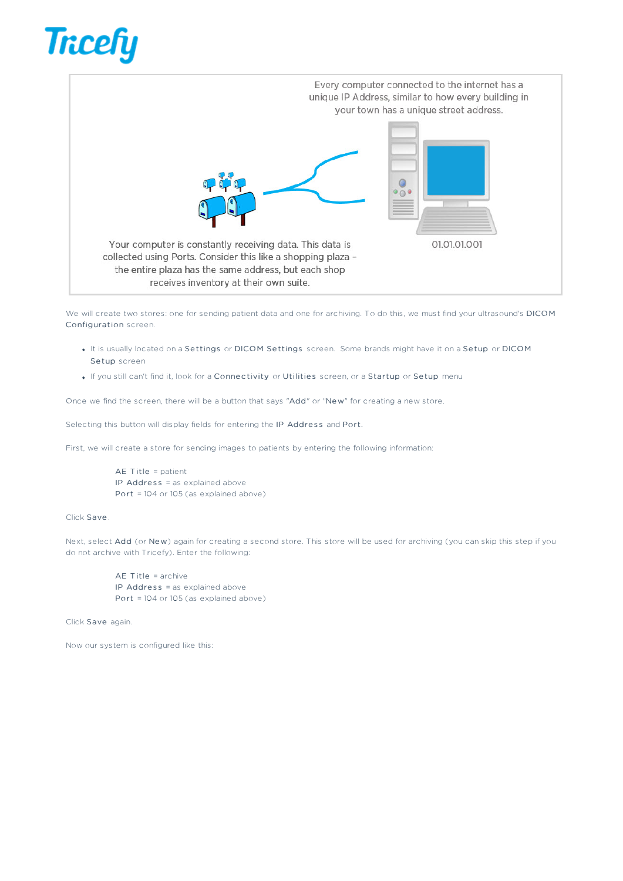Every computer connected to the internet has a unique IP Address, similar to how every building in your town has a unique street address.

01.01.01.001

Your computer is constantly receiving data. This data is collected using Ports. Consider this like a shopping plaza – the entire plaza has the same address, but each shop receives inventory at their own suite.

We will create two stores: one for sending patient data and one for archiving. To do this, we must find your ultrasound's **DICOM Configuration** screen.

- It is usually located on a **Settings** or **DICOM Settings** screen. Some brands might have it on a **Setup** or **DICOM Setup** screen
- If you still can't find it, look for a **Connectivity** or **Utilities** screen, or a **Startup** or **Setup** menu

Once we find the screen, there will be a button that says "**Add**" or "**New**" for creating a new store.

Selecting this button will display fields for entering the **IP Address** and **Port**.

First, we will create a store for sending images to patients by entering the following information:

> **AE Title** = patient
> **IP Address** = as explained above
> **Port** = 104 or 105 (as explained above)

Click **Save**.

Next, select **Add** (or **New**) again for creating a second store. This store will be used for archiving (you can skip this step if you do not archive with Tricefy). Enter the following:

> **AE Title** = archive
> **IP Address** = as explained above
> **Port** = 104 or 105 (as explained above)

Click **Save** again.

Now our system is configured like this: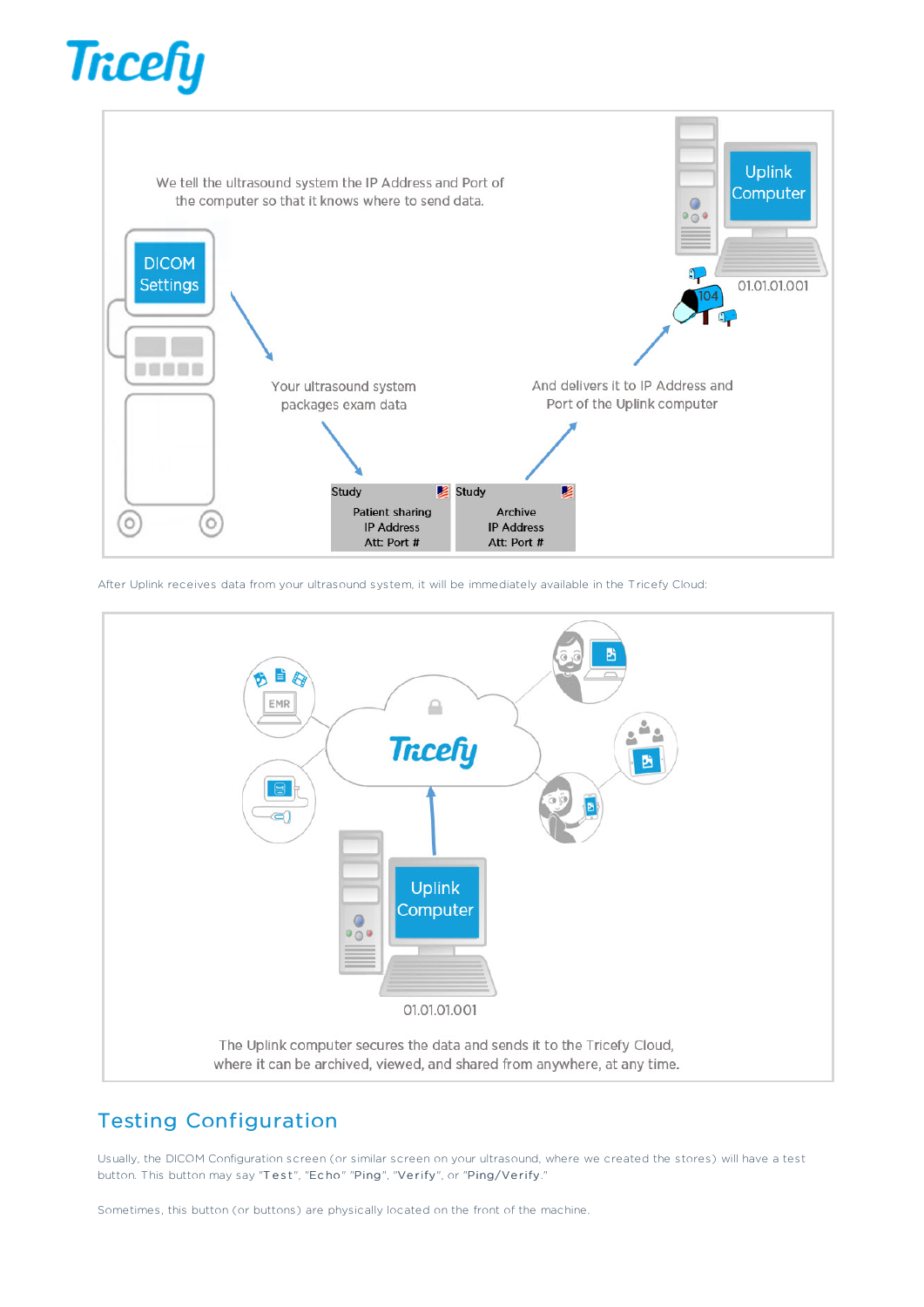We tell the ultrasound system the IP Address and Port of the computer so that it knows where to send data.

DICOM Settings

Uplink Computer

01.01.01.001

104

Your ultrasound system packages exam data

And delivers it to IP Address and Port of the Uplink computer

| Study | Study |
|---|---|
| Patient sharing<br>IP Address<br>Att: Port # | Archive<br>IP Address<br>Att: Port # |

After Uplink receives data from your ultrasound system, it will be immediately available in the Tricefy Cloud:

EMR

Tricefy

Uplink Computer

01.01.01.001

The Uplink computer secures the data and sends it to the Tricefy Cloud, where it can be archived, viewed, and shared from anywhere, at any time.

## Testing Configuration

Usually, the DICOM Configuration screen (or similar screen on your ultrasound, where we created the stores) will have a test button. This button may say "Test", "Echo" "Ping", "Verify", or "Ping/Verify."

Sometimes, this button (or buttons) are physically located on the front of the machine.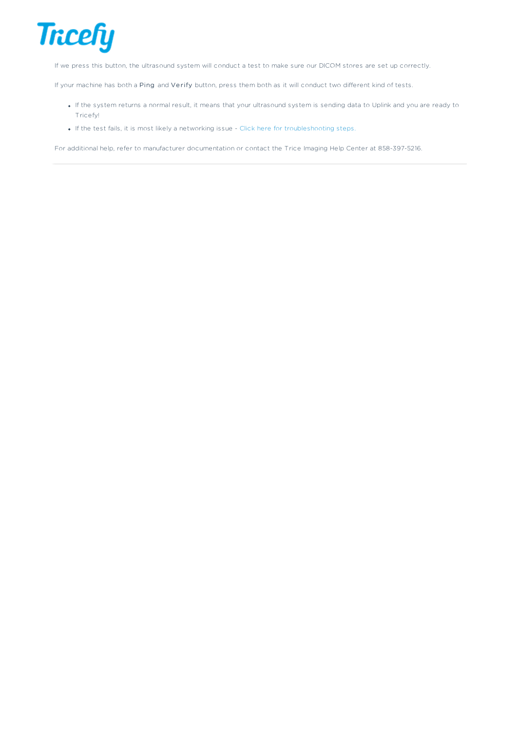If we press this button, the ultrasound system will conduct a test to make sure our DICOM stores are set up correctly.

If your machine has both a **Ping** and **Verify** button, press them both as it will conduct two different kind of tests.

- If the system returns a normal result, it means that your ultrasound system is sending data to Uplink and you are ready to Tricefy!
- If the test fails, it is most likely a networking issue - Click here for troubleshooting steps.

For additional help, refer to manufacturer documentation or contact the Trice Imaging Help Center at 858-397-5216.

---